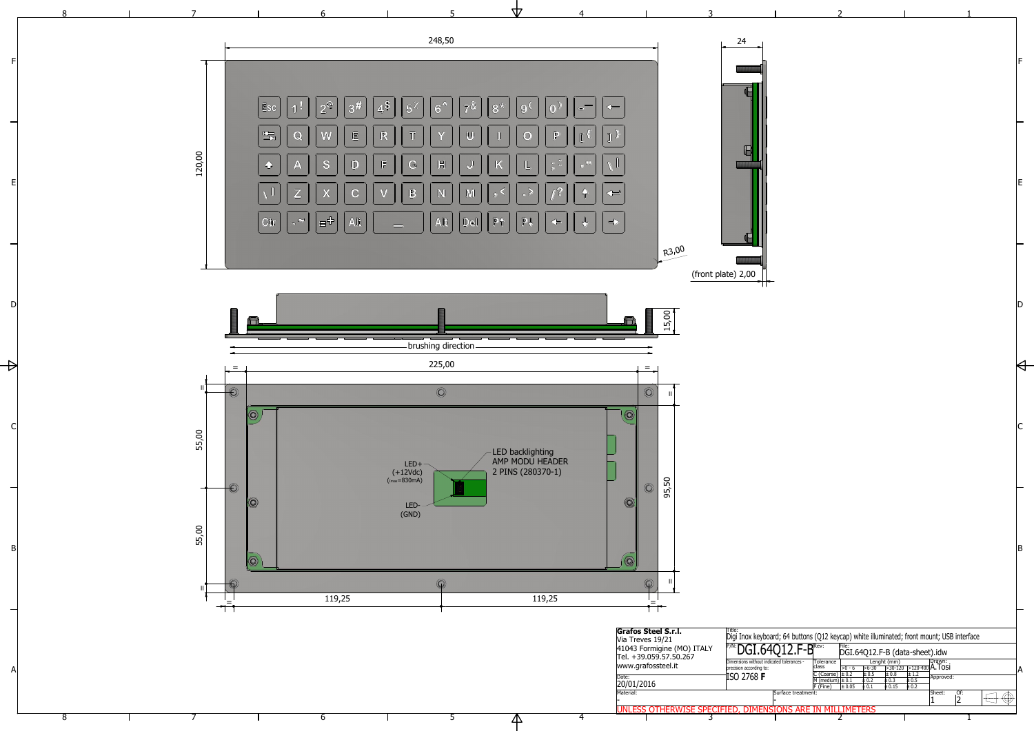248,50

24

120,00

R3,00

(front plate) 2,00

15,00

brushing direction

225,00

55,00

55,00

95,50

119,25

119,25

LED+ (+12Vdc) ($I_{max}$=830mA)

LED- (GND)

LED backlighting AMP MODU HEADER 2 PINS (280370-1)

**Grafos Steel S.r.l.**
Via Treves 19/21
41043 Formigine (MO) ITALY
Tel. +39.059.57.50.267
www.grafossteel.it

Title: Digi Inox keyboard; 64 buttons (Q12 keycap) white illuminated; front mount; USB interface

P/N: DGI.64Q12.F-B

Rev:

File: DGI.64Q12.F-B (data-sheet).idw

Dimensions without indicated tolerances - precision according to: ISO 2768 **F**

| Tolerance class | >0 - 6 | >6-30 | >30-120 | >120-400 |
|---|---|---|---|---|
| C (Coarse) | ± 0.2 | ± 0.5 | ± 0.8 | ± 1.2 |
| M (medium) | ± 0.1 | ± 0.2 | ± 0.3 | ± 0.5 |
| F (Fine) | ± 0.05 | ± 0.1 | ± 0.15 | ± 0.2 |

Lenght (mm)

Drawn: A.Tosi

Approved:

Date: 20/01/2016

Material: -

Surface treatment: -

Sheet: 1 Of: 2

UNLESS OTHERWISE SPECIFIED, DIMENSIONS ARE IN MILLIMETERS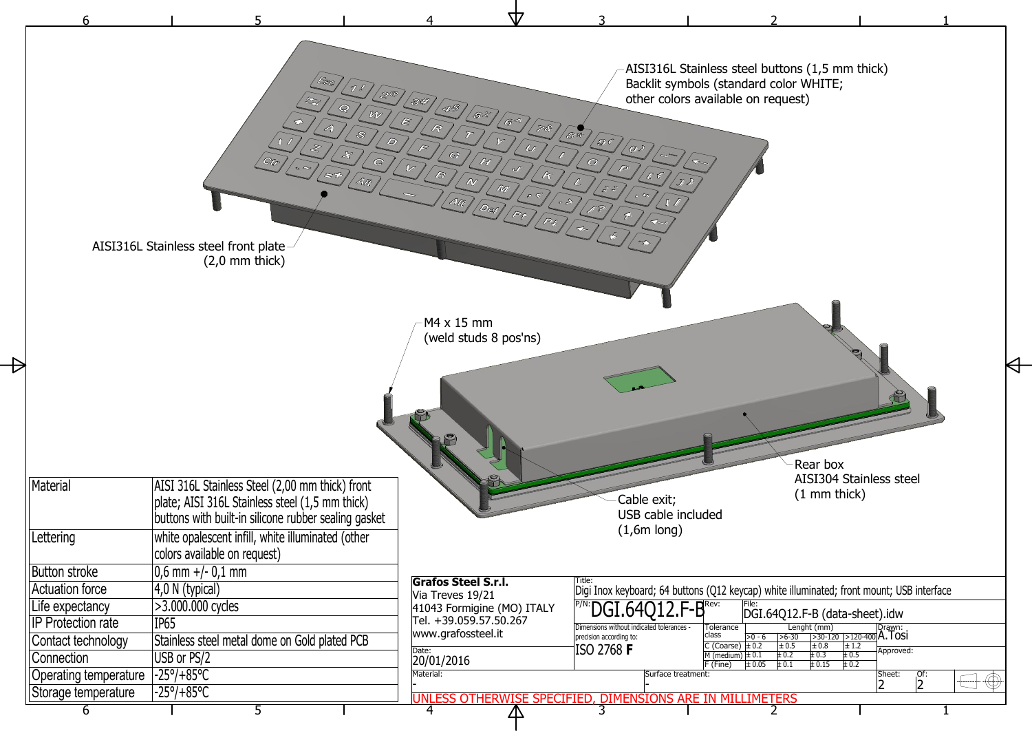AISI316L Stainless steel buttons (1,5 mm thick)
Backlit symbols (standard color WHITE;
other colors available on request)

AISI316L Stainless steel front plate
(2,0 mm thick)

M4 x 15 mm
(weld studs 8 pos'ns)

Rear box
AISI304 Stainless steel
(1 mm thick)

Cable exit;
USB cable included
(1,6m long)

| | |
|---|---|
| Material | AISI 316L Stainless Steel (2,00 mm thick) front plate; AISI 316L Stainless steel (1,5 mm thick) buttons with built-in silicone rubber sealing gasket |
| Lettering | white opalescent infill, white illuminated (other colors available on request) |
| Button stroke | 0,6 mm +/- 0,1 mm |
| Actuation force | 4,0 N (typical) |
| Life expectancy | >3.000.000 cycles |
| IP Protection rate | IP65 |
| Contact technology | Stainless steel metal dome on Gold plated PCB |
| Connection | USB or PS/2 |
| Operating temperature | -25°/+85°C |
| Storage temperature | -25°/+85°C |

**Grafos Steel S.r.l.**
Via Treves 19/21
41043 Formigine (MO) ITALY
Tel. +39.059.57.50.267
www.grafossteel.it

Date: 20/01/2016

Title: Digi Inox keyboard; 64 buttons (Q12 keycap) white illuminated; front mount; USB interface

P/N: DGI.64Q12.F-B

Rev:

File: DGI.64Q12.F-B (data-sheet).idw

Dimensions without indicated tolerances - precision according to: ISO 2768 **F**

| Tolerance class | >0 - 6 | >6-30 | >30-120 | >120-400 |
|---|---|---|---|---|
| C (Coarse) | ± 0.2 | ± 0.5 | ± 0.8 | ± 1.2 |
| M (medium) | ± 0.1 | ± 0.2 | ± 0.3 | ± 0.5 |
| F (Fine) | ± 0.05 | ± 0.1 | ± 0.15 | ± 0.2 |

Lenght (mm)

Drawn: A.Tosi

Approved:

Material: -

Surface treatment: -

Sheet: 2 Of: 2

UNLESS OTHERWISE SPECIFIED, DIMENSIONS ARE IN MILLIMETERS